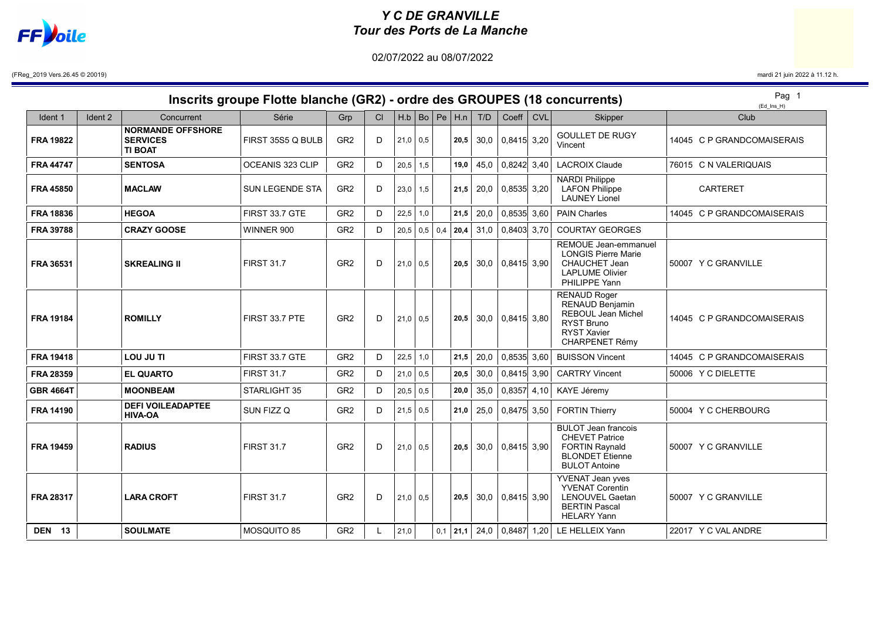# *Y C DE GRANVILLE*
# *Tour des Ports de La Manche*

02/07/2022 au 08/07/2022

(FReg_2019 Vers.26.45 © 20019)

mardi 21 juin 2022 à 11.12 h.

## Inscrits groupe Flotte blanche (GR2) - ordre des GROUPES (18 concurrents)

(Ed_Ins_H)

| Ident 1 | Ident 2 | Concurrent | Série | Grp | Cl | H.b | Bo | Pe | H.n | T/D | Coeff | CVL | Skipper | Club |
|---|---|---|---|---|---|---|---|---|---|---|---|---|---|---|
| **FRA 19822** | | **NORMANDE OFFSHORE SERVICES TI BOAT** | FIRST 35S5 Q BULB | GR2 | D | 21,0 | 0,5 | | **20,5** | 30,0 | 0,8415 | 3,20 | GOULLET DE RUGY Vincent | 14045 C P GRANDCOMAISERAIS |
| **FRA 44747** | | **SENTOSA** | OCEANIS 323 CLIP | GR2 | D | 20,5 | 1,5 | | **19,0** | 45,0 | 0,8242 | 3,40 | LACROIX Claude | 76015 C N VALERIQUAIS |
| **FRA 45850** | | **MACLAW** | SUN LEGENDE STA | GR2 | D | 23,0 | 1,5 | | **21,5** | 20,0 | 0,8535 | 3,20 | NARDI Philippe<br>LAFON Philippe<br>LAUNEY Lionel | CARTERET |
| **FRA 18836** | | **HEGOA** | FIRST 33.7 GTE | GR2 | D | 22,5 | 1,0 | | **21,5** | 20,0 | 0,8535 | 3,60 | PAIN Charles | 14045 C P GRANDCOMAISERAIS |
| **FRA 39788** | | **CRAZY GOOSE** | WINNER 900 | GR2 | D | 20,5 | 0,5 | 0,4 | **20,4** | 31,0 | 0,8403 | 3,70 | COURTAY GEORGES | |
| **FRA 36531** | | **SKREALING II** | FIRST 31.7 | GR2 | D | 21,0 | 0,5 | | **20,5** | 30,0 | 0,8415 | 3,90 | REMOUE Jean-emmanuel<br>LONGIS Pierre Marie<br>CHAUCHET Jean<br>LAPLUME Olivier<br>PHILIPPE Yann | 50007 Y C GRANVILLE |
| **FRA 19184** | | **ROMILLY** | FIRST 33.7 PTE | GR2 | D | 21,0 | 0,5 | | **20,5** | 30,0 | 0,8415 | 3,80 | RENAUD Roger<br>RENAUD Benjamin<br>REBOUL Jean Michel<br>RYST Bruno<br>RYST Xavier<br>CHARPENET Rémy | 14045 C P GRANDCOMAISERAIS |
| **FRA 19418** | | **LOU JU TI** | FIRST 33.7 GTE | GR2 | D | 22,5 | 1,0 | | **21,5** | 20,0 | 0,8535 | 3,60 | BUISSON Vincent | 14045 C P GRANDCOMAISERAIS |
| **FRA 28359** | | **EL QUARTO** | FIRST 31.7 | GR2 | D | 21,0 | 0,5 | | **20,5** | 30,0 | 0,8415 | 3,90 | CARTRY Vincent | 50006 Y C DIELETTE |
| **GBR 4664T** | | **MOONBEAM** | STARLIGHT 35 | GR2 | D | 20,5 | 0,5 | | **20,0** | 35,0 | 0,8357 | 4,10 | KAYE Jéremy | |
| **FRA 14190** | | **DEFI VOILEADAPTEE HIVA-OA** | SUN FIZZ Q | GR2 | D | 21,5 | 0,5 | | **21,0** | 25,0 | 0,8475 | 3,50 | FORTIN Thierry | 50004 Y C CHERBOURG |
| **FRA 19459** | | **RADIUS** | FIRST 31.7 | GR2 | D | 21,0 | 0,5 | | **20,5** | 30,0 | 0,8415 | 3,90 | BULOT Jean francois<br>CHEVET Patrice<br>FORTIN Raynald<br>BLONDET Etienne<br>BULOT Antoine | 50007 Y C GRANVILLE |
| **FRA 28317** | | **LARA CROFT** | FIRST 31.7 | GR2 | D | 21,0 | 0,5 | | **20,5** | 30,0 | 0,8415 | 3,90 | YVENAT Jean yves<br>YVENAT Corentin<br>LENOUVEL Gaetan<br>BERTIN Pascal<br>HELARY Yann | 50007 Y C GRANVILLE |
| **DEN 13** | | **SOULMATE** | MOSQUITO 85 | GR2 | L | 21,0 | | 0,1 | **21,1** | 24,0 | 0,8487 | 1,20 | LE HELLEIX Yann | 22017 Y C VAL ANDRE |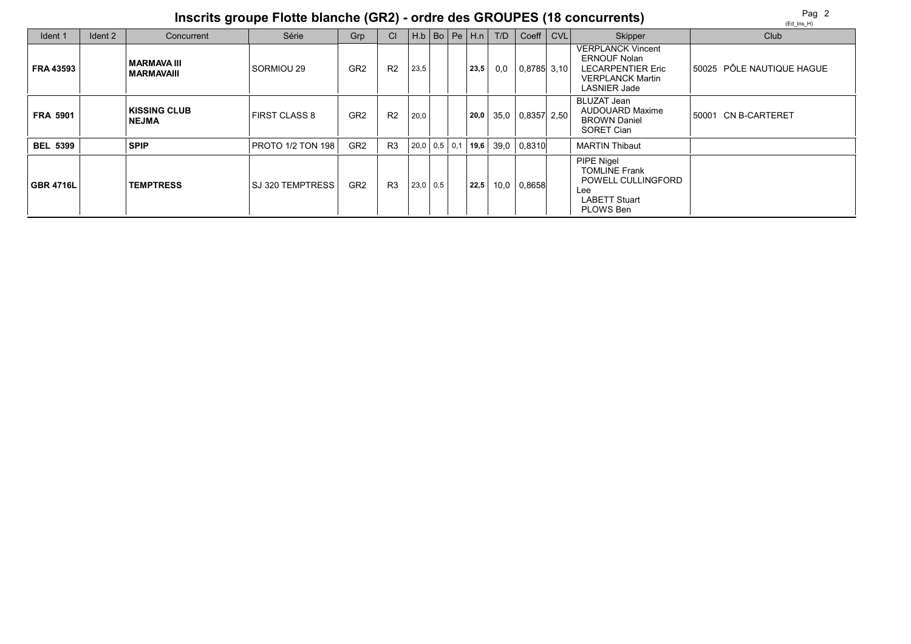# Inscrits groupe Flotte blanche (GR2) - ordre des GROUPES (18 concurrents)

| Ident 1 | Ident 2 | Concurrent | Série | Grp | Cl | H.b | Bo | Pe | H.n | T/D | Coeff | CVL | Skipper | Club |
|---|---|---|---|---|---|---|---|---|---|---|---|---|---|---|
| **FRA 43593** | | **MARMAVA III MARMAVAIII** | SORMIOU 29 | GR2 | R2 | 23,5 | | | **23,5** | 0,0 | 0,8785 | 3,10 | VERPLANCK Vincent ERNOUF Nolan LECARPENTIER Eric VERPLANCK Martin LASNIER Jade | 50025 PÔLE NAUTIQUE HAGUE |
| **FRA 5901** | | **KISSING CLUB NEJMA** | FIRST CLASS 8 | GR2 | R2 | 20,0 | | | **20,0** | 35,0 | 0,8357 | 2,50 | BLUZAT Jean AUDOUARD Maxime BROWN Daniel SORET Cian | 50001 CN B-CARTERET |
| **BEL 5399** | | **SPIP** | PROTO 1/2 TON 198 | GR2 | R3 | 20,0 | 0,5 | 0,1 | **19,6** | 39,0 | 0,8310 | | MARTIN Thibaut | |
| **GBR 4716L** | | **TEMPTRESS** | SJ 320 TEMPTRESS | GR2 | R3 | 23,0 | 0,5 | | **22,5** | 10,0 | 0,8658 | | PIPE Nigel TOMLINE Frank POWELL CULLINGFORD Lee LABETT Stuart PLOWS Ben | |